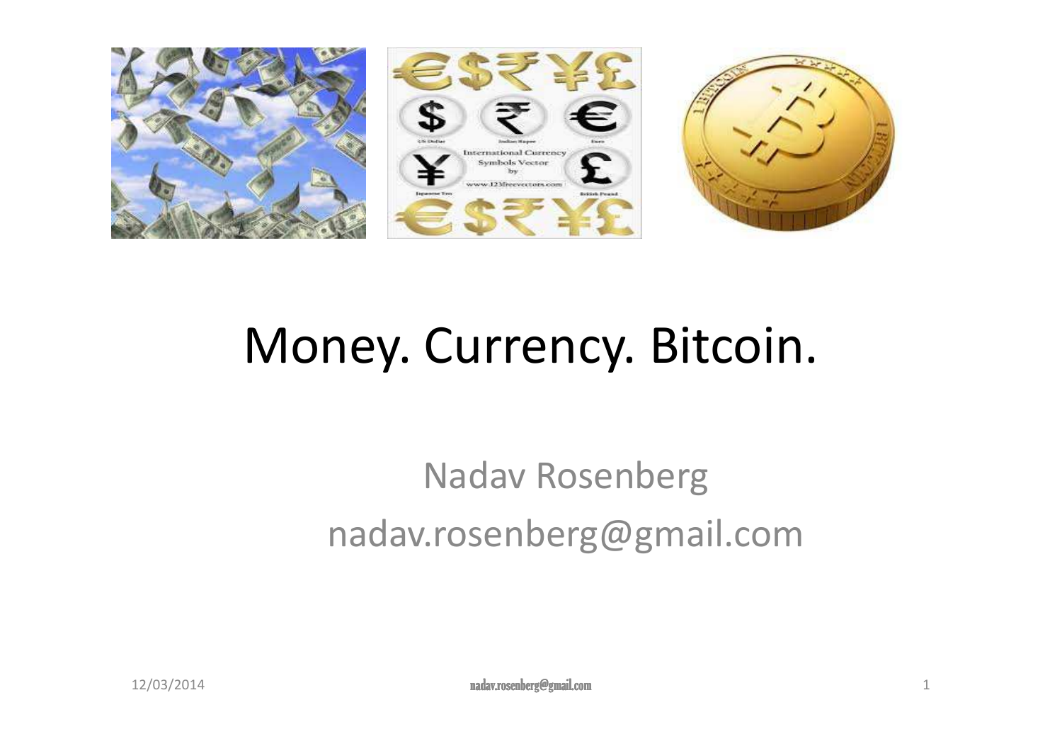# Money. Currency. Bitcoin.

Nadav Rosenberg

nadav.rosenberg@gmail.com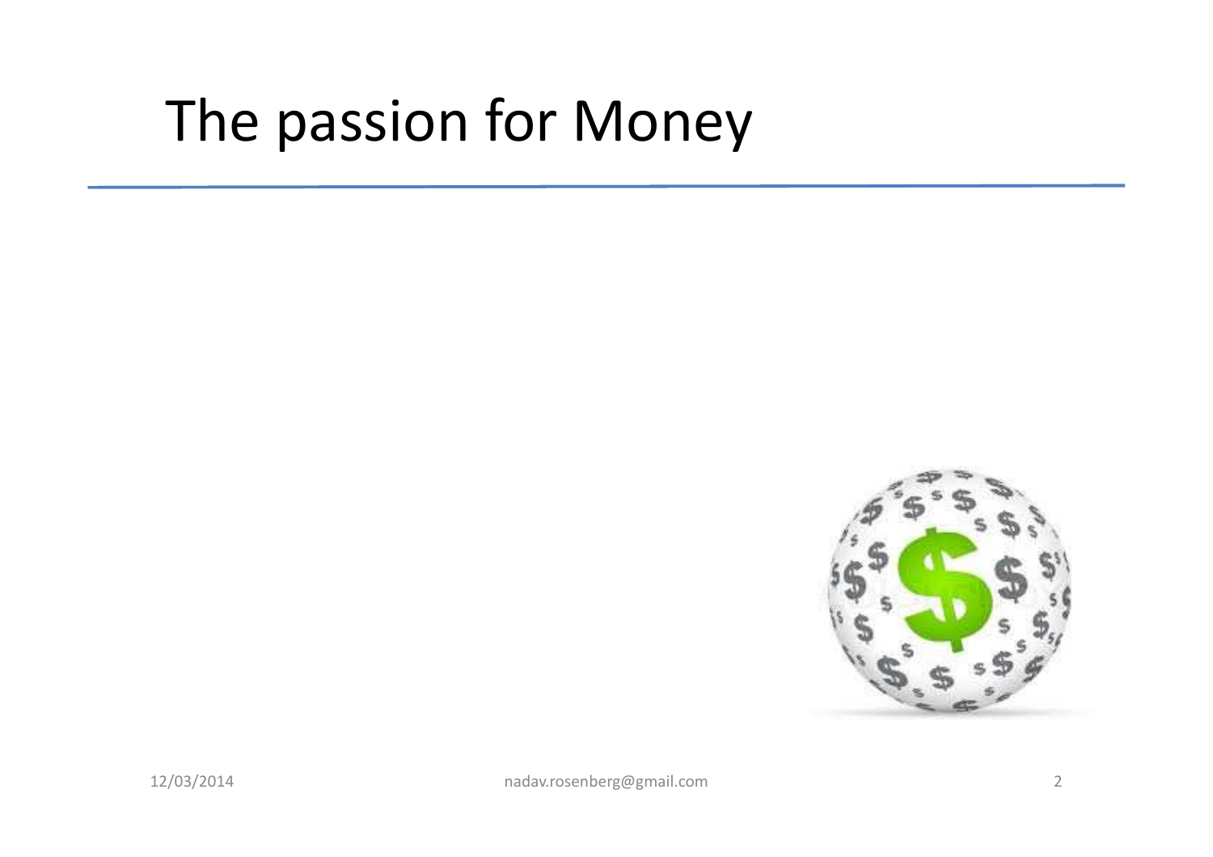# The passion for Money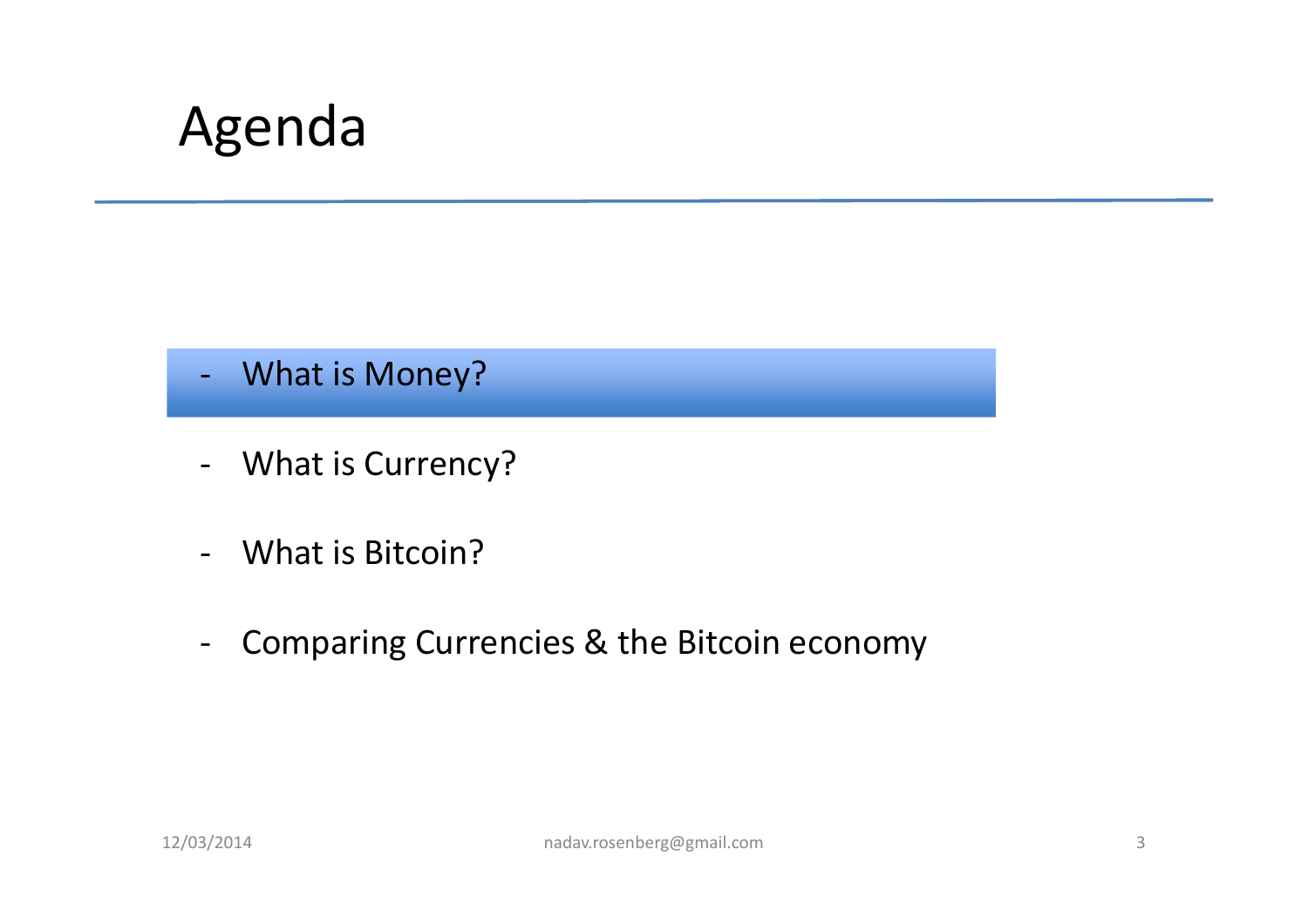# Agenda

- What is Money?
- What is Currency?
- What is Bitcoin?
- Comparing Currencies & the Bitcoin economy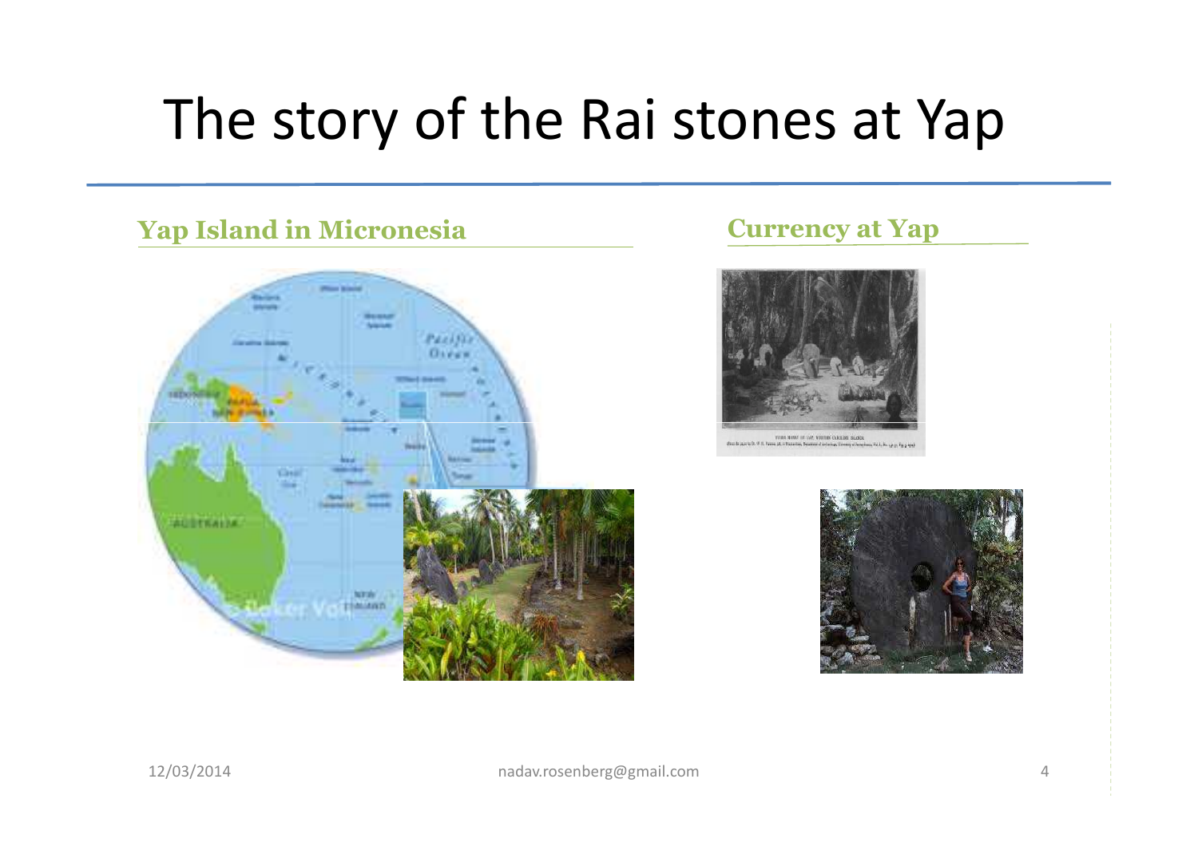# The story of the Rai stones at Yap

## Yap Island in Micronesia

## Currency at Yap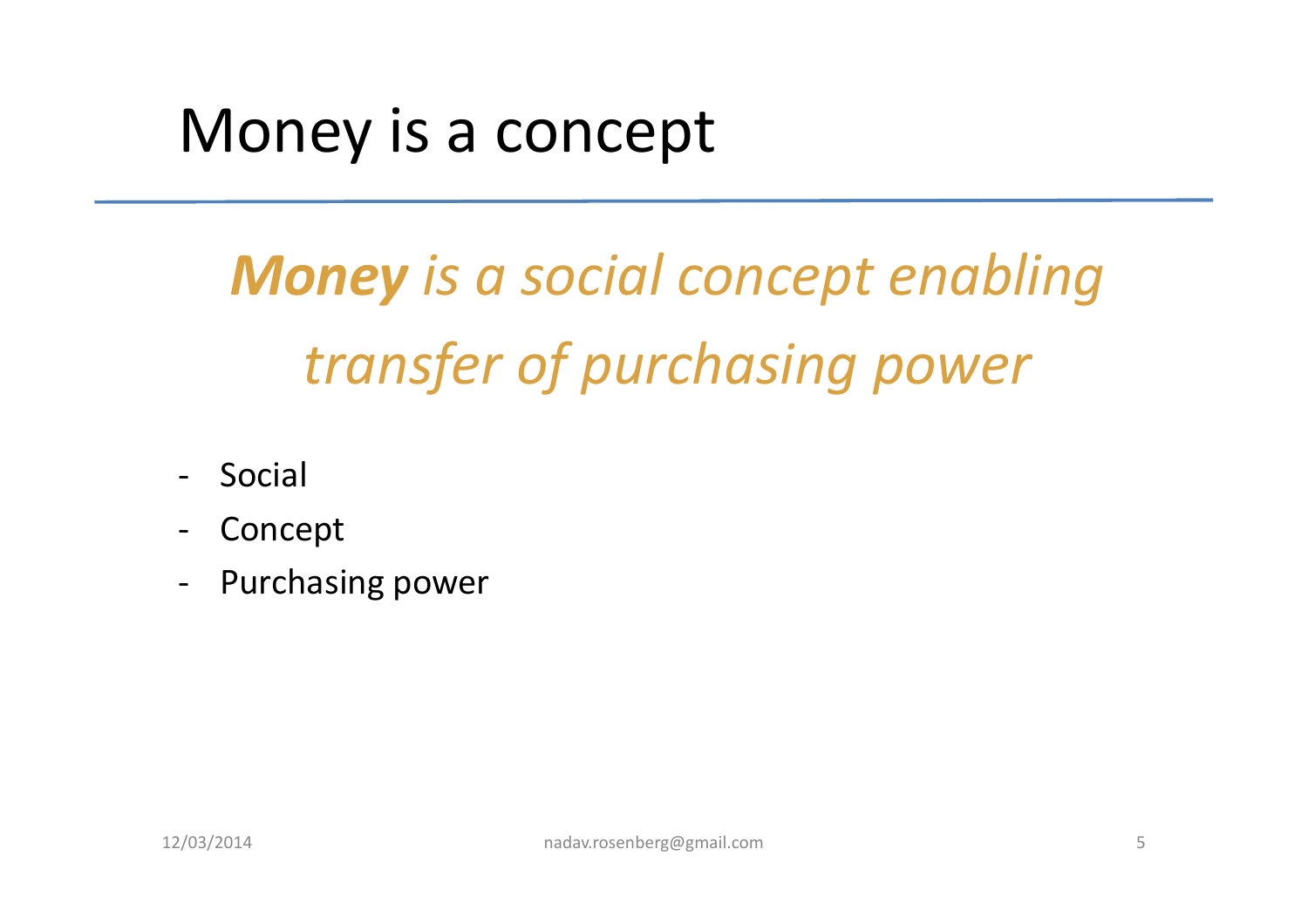# Money is a concept

***Money*** *is a social concept enabling transfer of purchasing power*

- Social
- Concept
- Purchasing power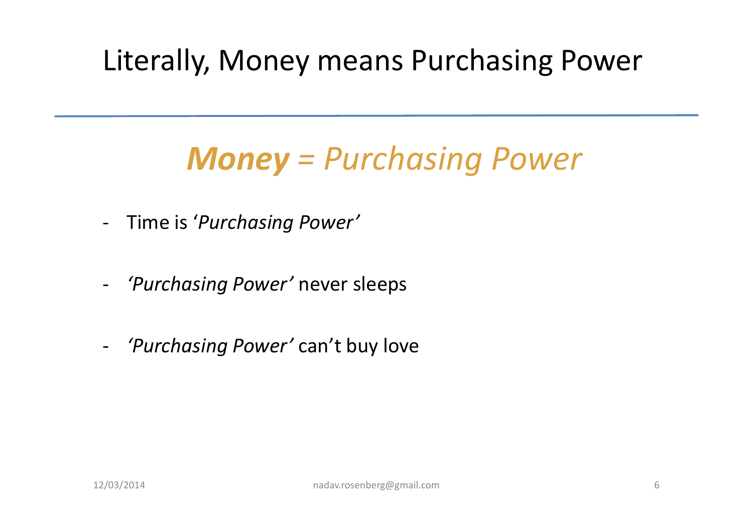# Literally, Money means Purchasing Power

## ***Money*** *= Purchasing Power*

- Time is '*Purchasing Power'*
- *'Purchasing Power'* never sleeps
- *'Purchasing Power'* can't buy love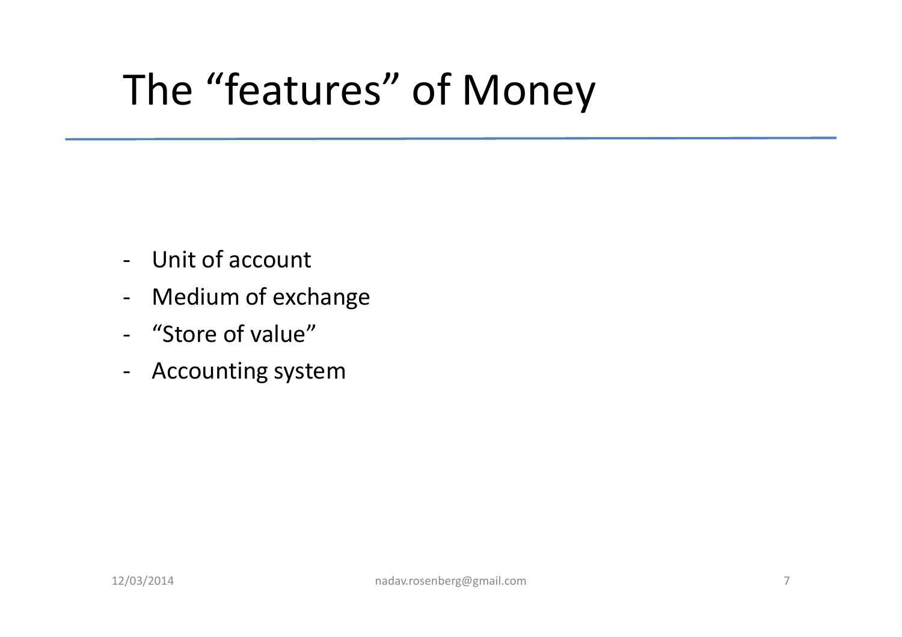# The “features” of Money

- Unit of account
- Medium of exchange
- “Store of value”
- Accounting system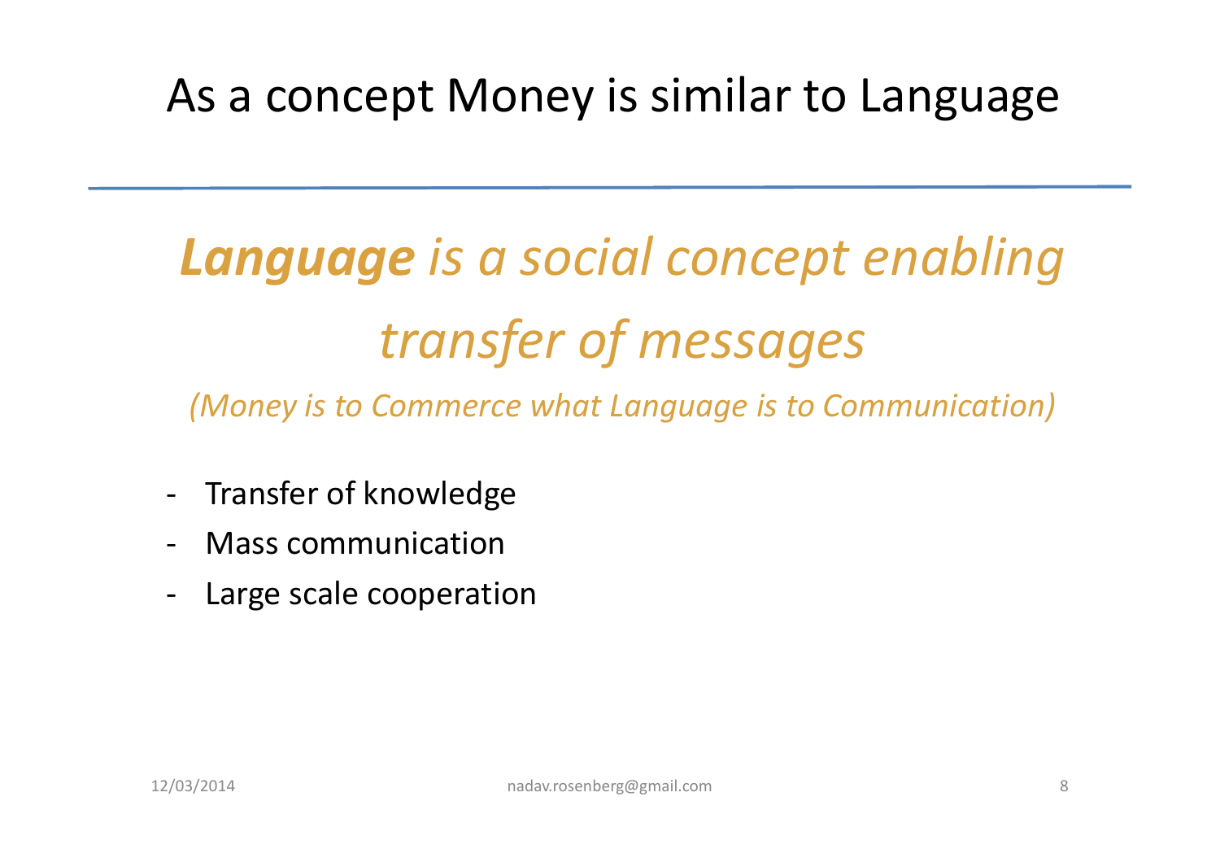# As a concept Money is similar to Language

***Language** is a social concept enabling transfer of messages*

*(Money is to Commerce what Language is to Communication)*

- Transfer of knowledge
- Mass communication
- Large scale cooperation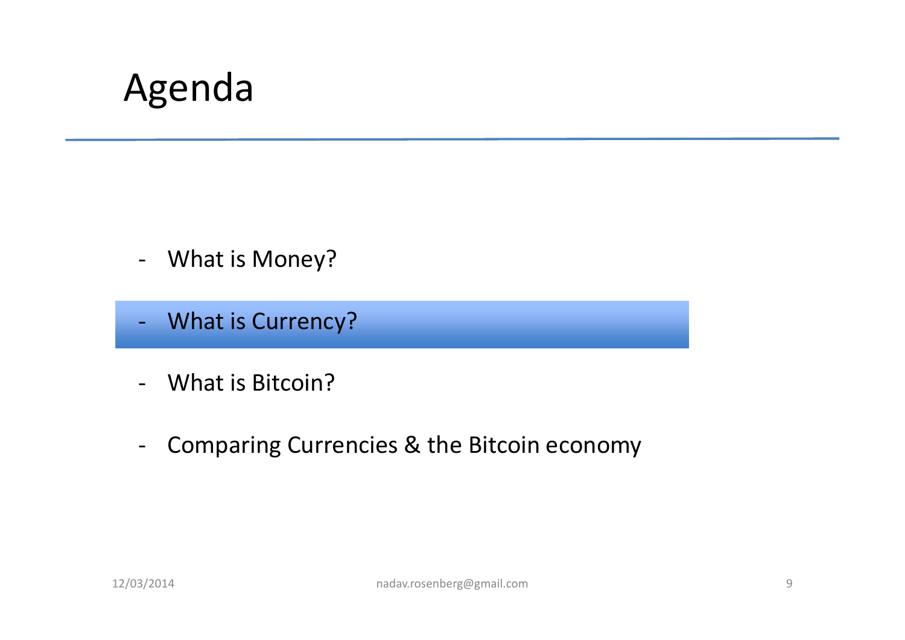# Agenda

- What is Money?
- What is Currency?
- What is Bitcoin?
- Comparing Currencies & the Bitcoin economy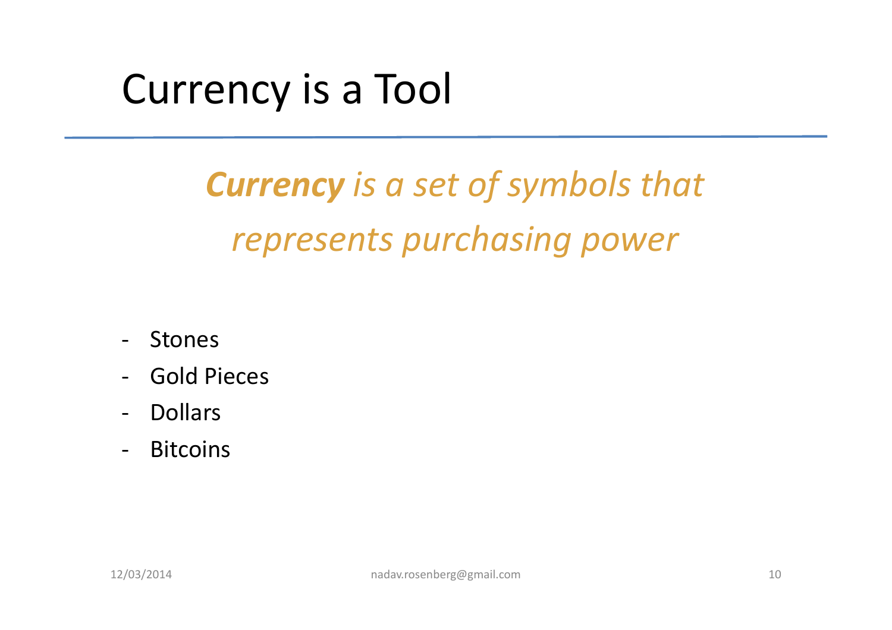# Currency is a Tool

***Currency** is a set of symbols that represents purchasing power*

- Stones
- Gold Pieces
- Dollars
- Bitcoins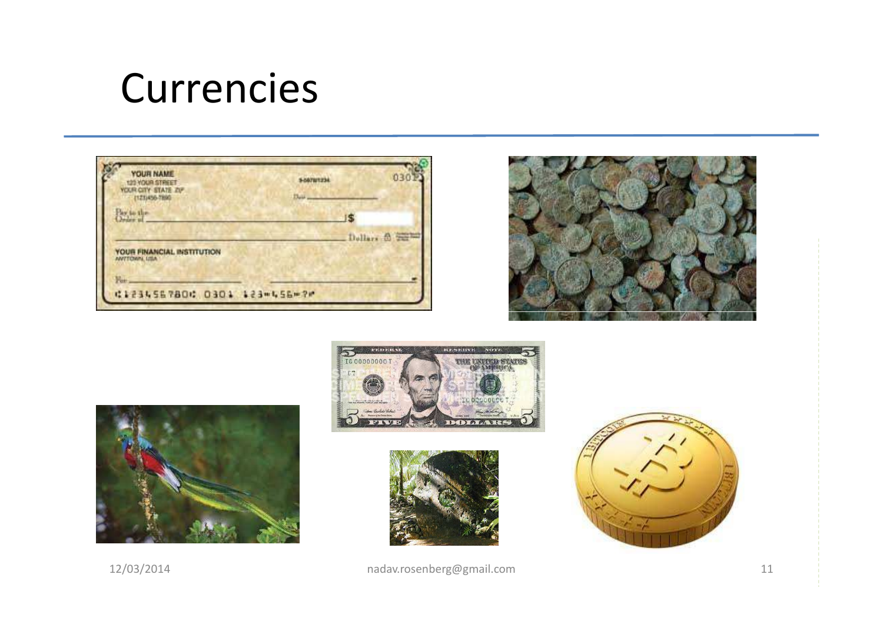# Currencies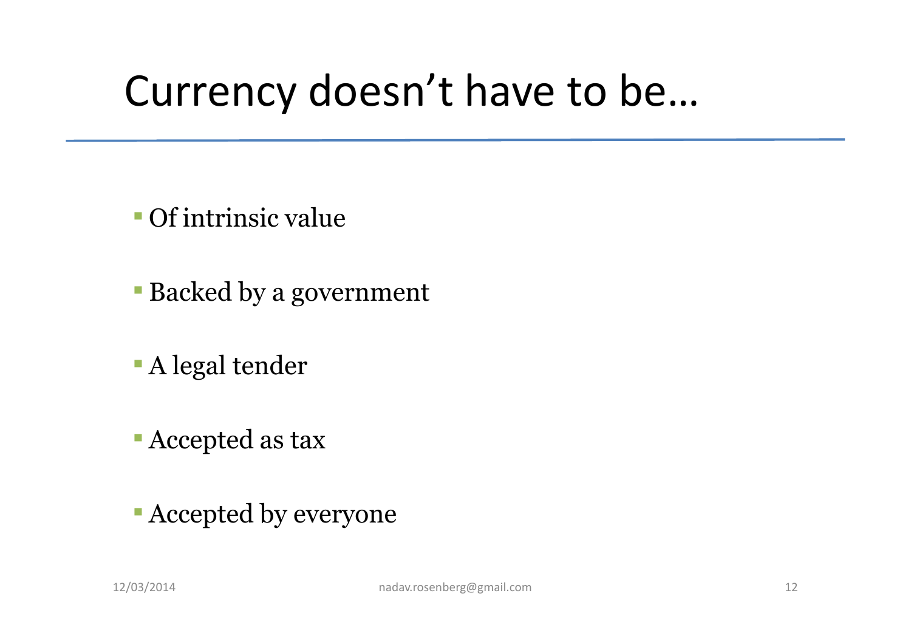# Currency doesn't have to be…

- Of intrinsic value
- Backed by a government
- A legal tender
- Accepted as tax
- Accepted by everyone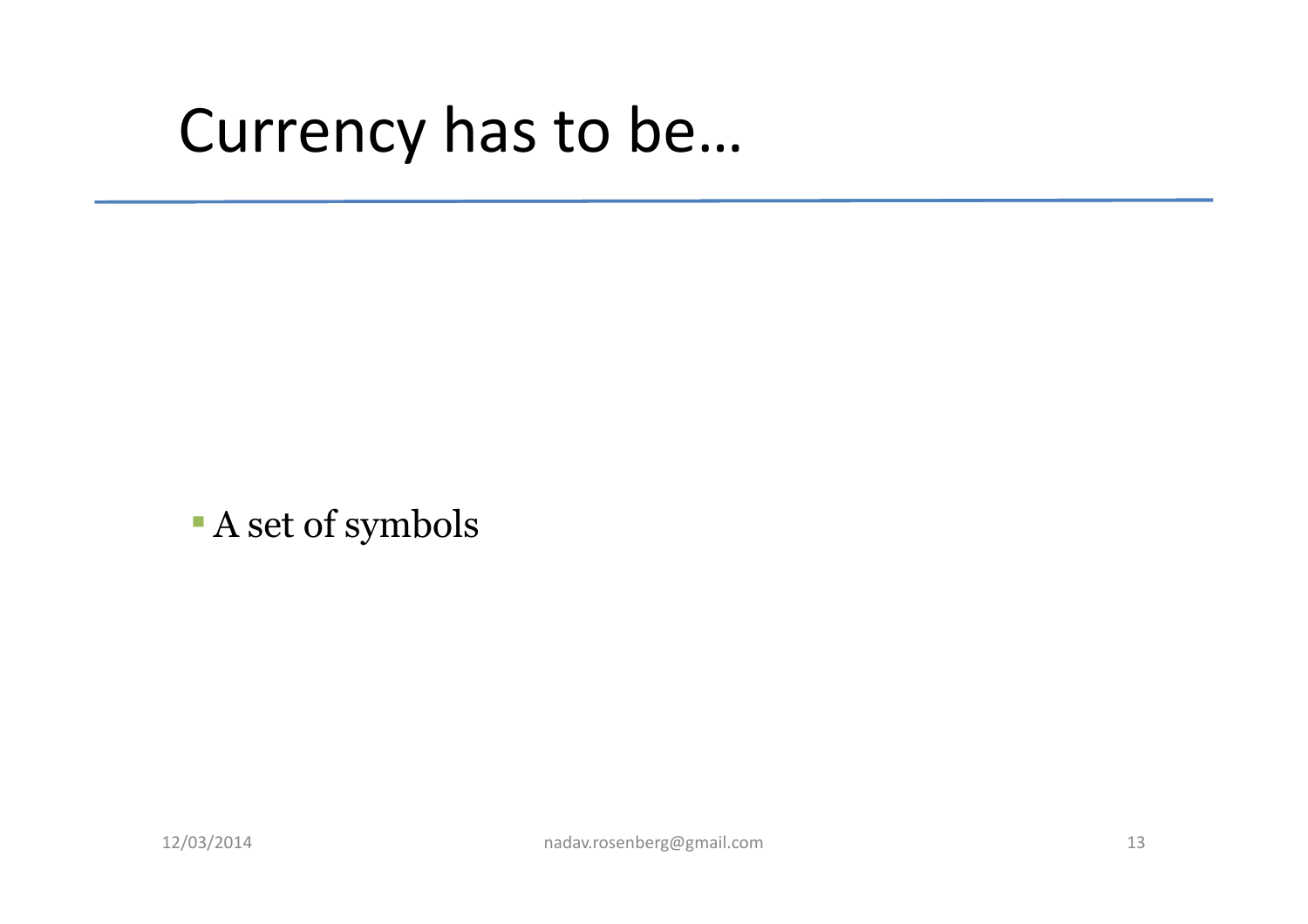# Currency has to be…

- A set of symbols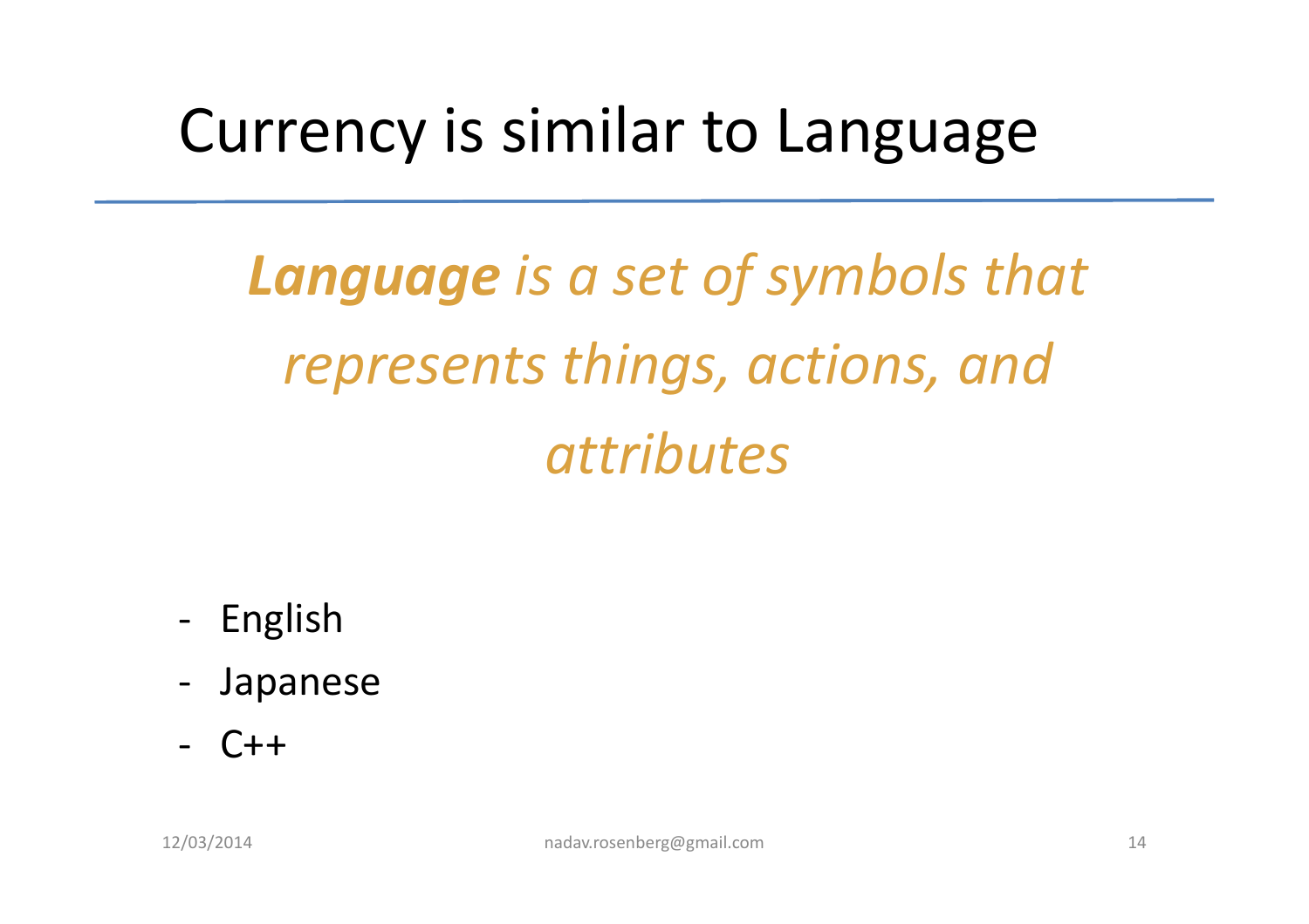# Currency is similar to Language

***Language*** *is a set of symbols that represents things, actions, and attributes*

- English
- Japanese
- C++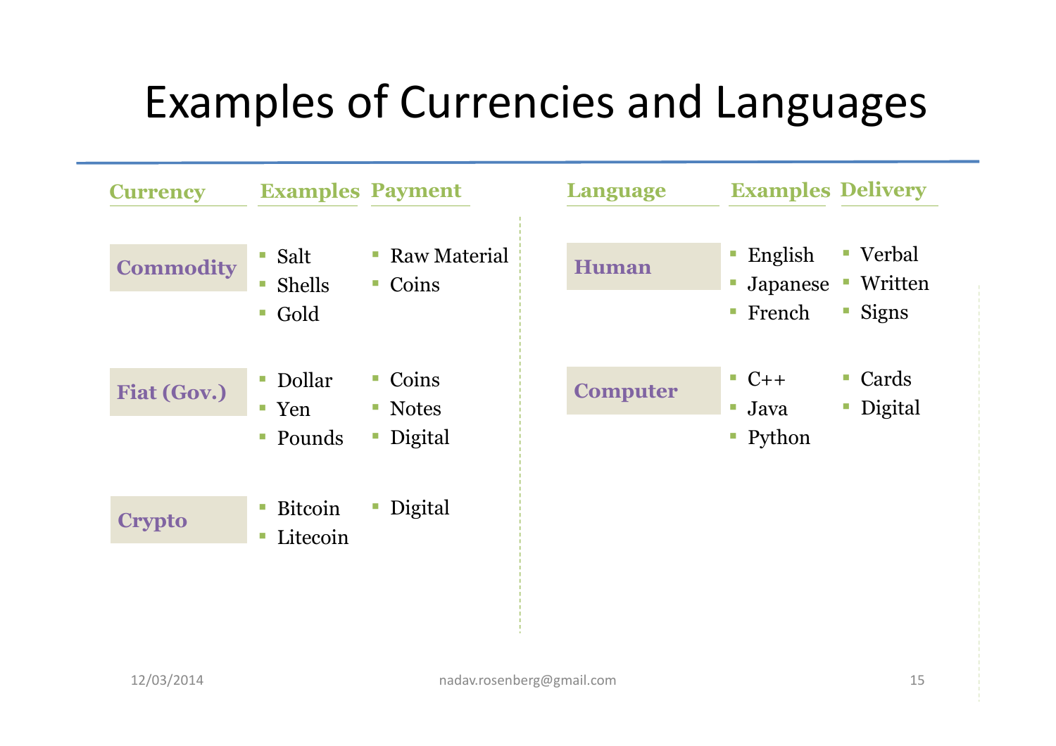# Examples of Currencies and Languages

| Currency | Examples | Payment |
| --- | --- | --- |
| **Commodity** | Salt<br>Shells<br>Gold | Raw Material<br>Coins |
| **Fiat (Gov.)** | Dollar<br>Yen<br>Pounds | Coins<br>Notes<br>Digital |
| **Crypto** | Bitcoin<br>Litecoin | Digital |

| Language | Examples | Delivery |
| --- | --- | --- |
| **Human** | English<br>Japanese<br>French | Verbal<br>Written<br>Signs |
| **Computer** | C++<br>Java<br>Python | Cards<br>Digital |

12/03/2014 nadav.rosenberg@gmail.com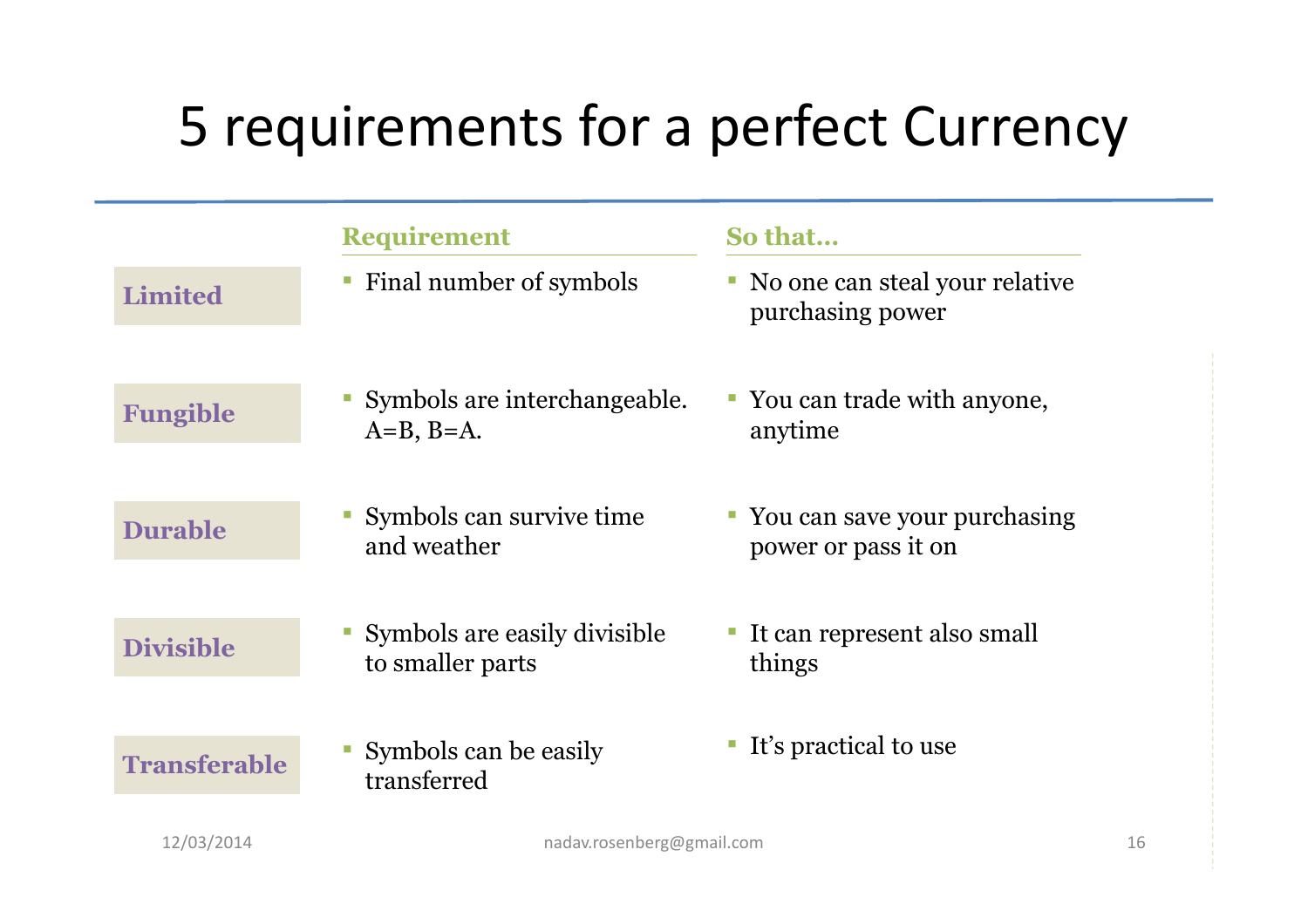# 5 requirements for a perfect Currency

| | Requirement | So that... |
|---|---|---|
| **Limited** | Final number of symbols | No one can steal your relative purchasing power |
| **Fungible** | Symbols are interchangeable. A=B, B=A. | You can trade with anyone, anytime |
| **Durable** | Symbols can survive time and weather | You can save your purchasing power or pass it on |
| **Divisible** | Symbols are easily divisible to smaller parts | It can represent also small things |
| **Transferable** | Symbols can be easily transferred | It's practical to use |

12/03/2014

nadav.rosenberg@gmail.com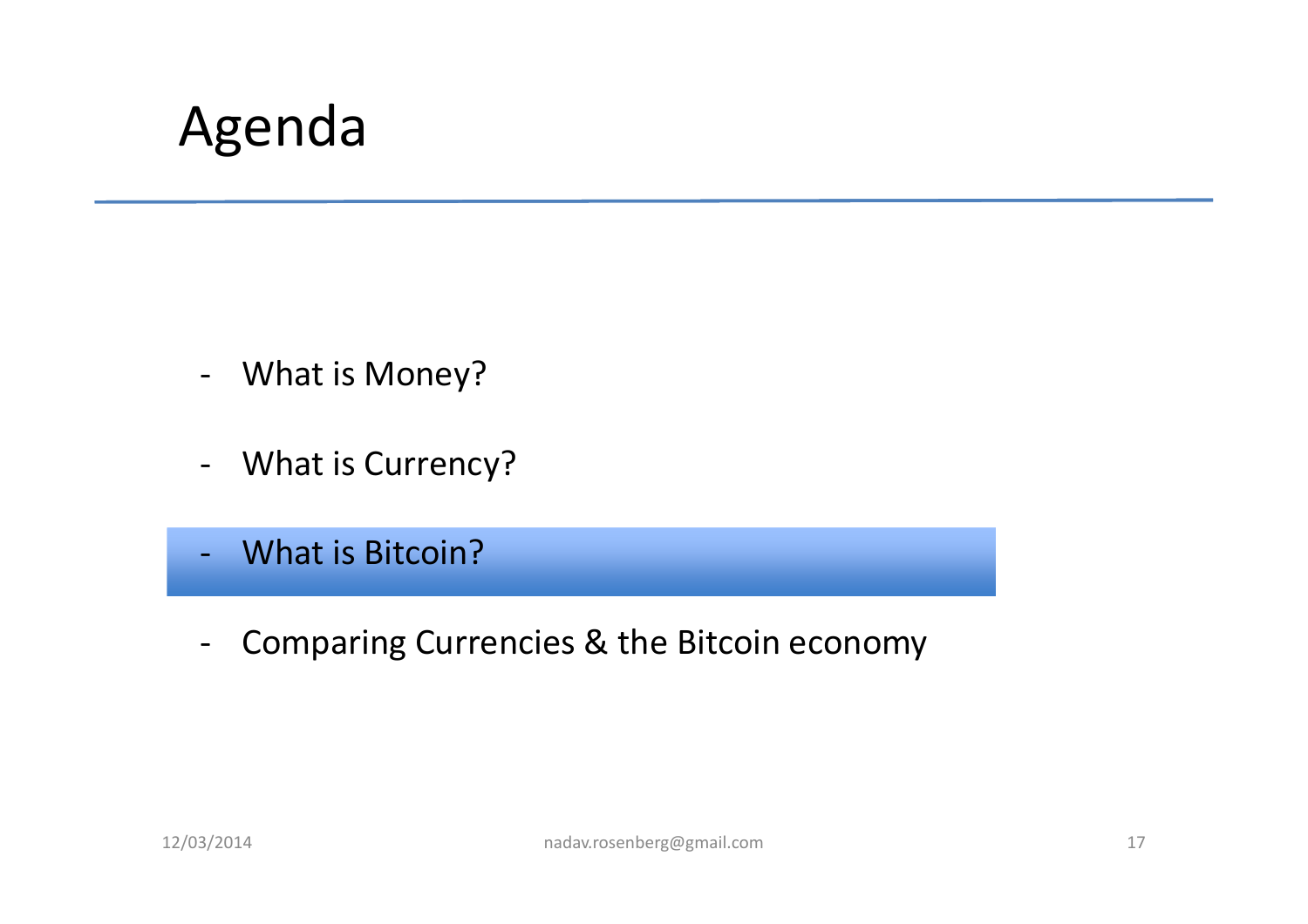# Agenda

- What is Money?
- What is Currency?
- What is Bitcoin?
- Comparing Currencies & the Bitcoin economy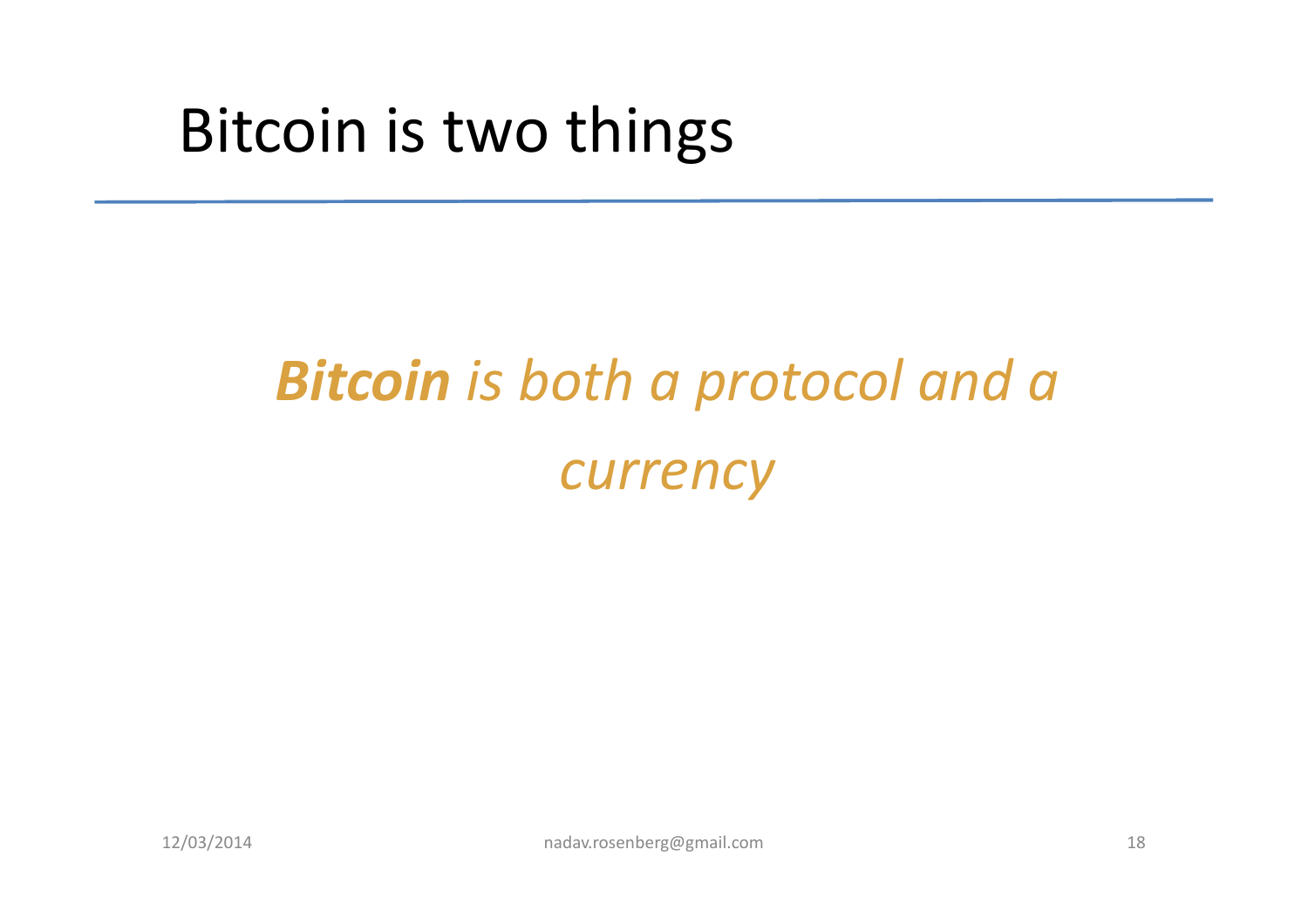# Bitcoin is two things

***Bitcoin*** *is both a protocol and a currency*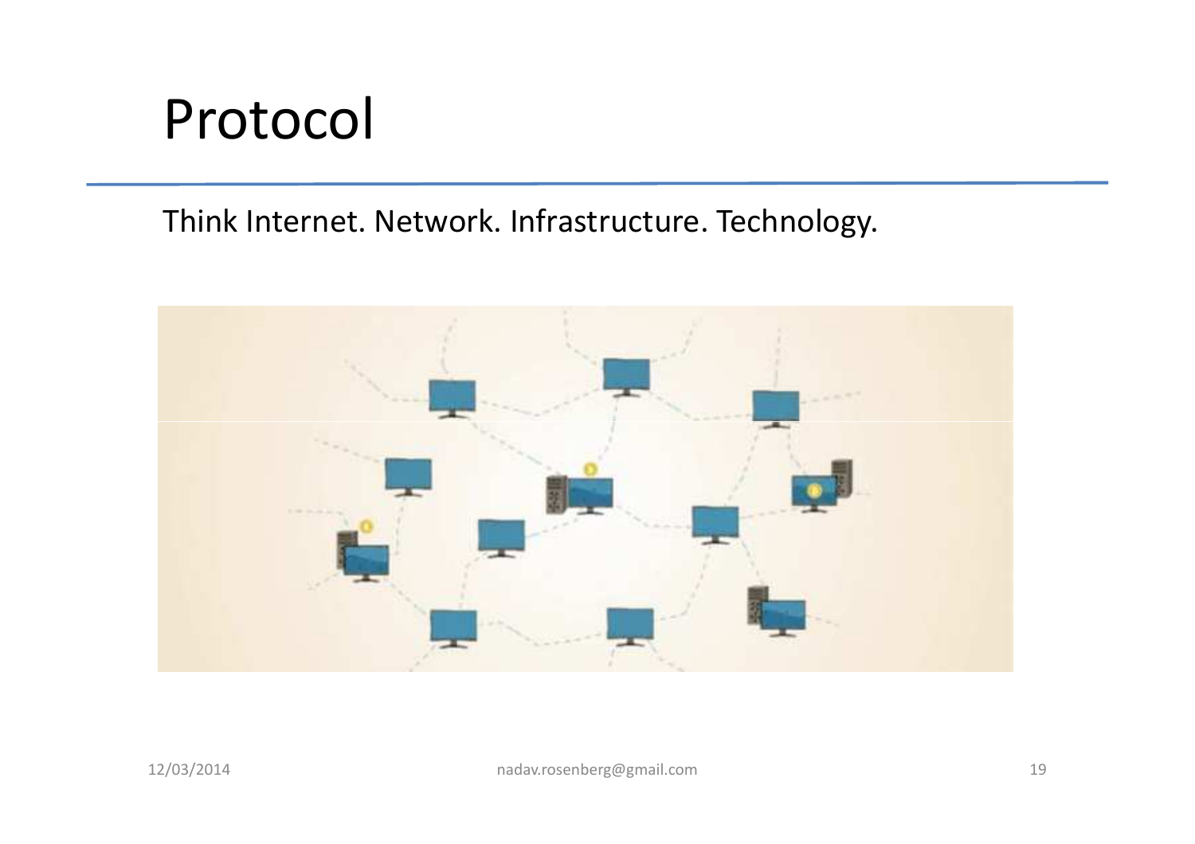# Protocol

Think Internet. Network. Infrastructure. Technology.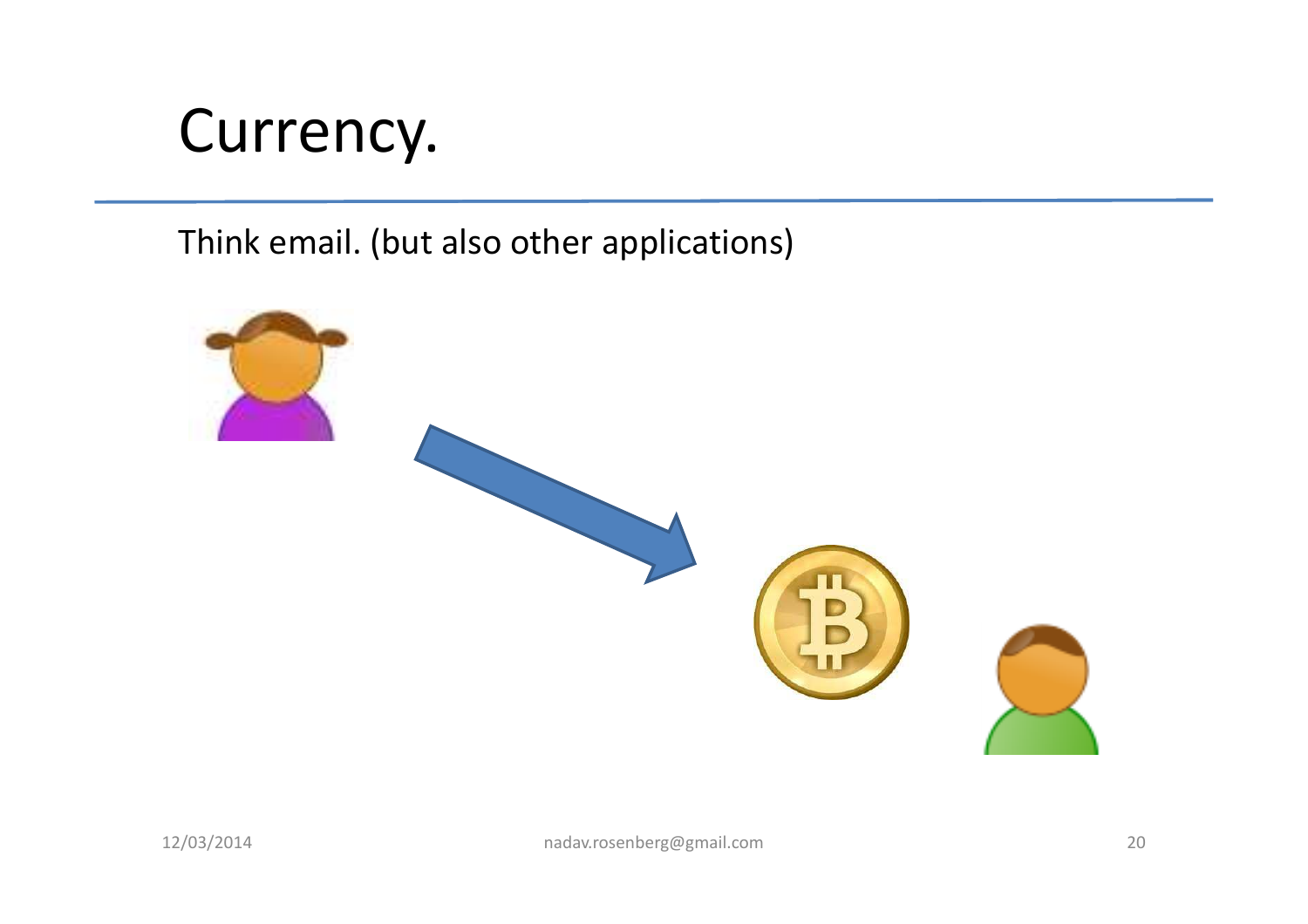# Currency.

Think email. (but also other applications)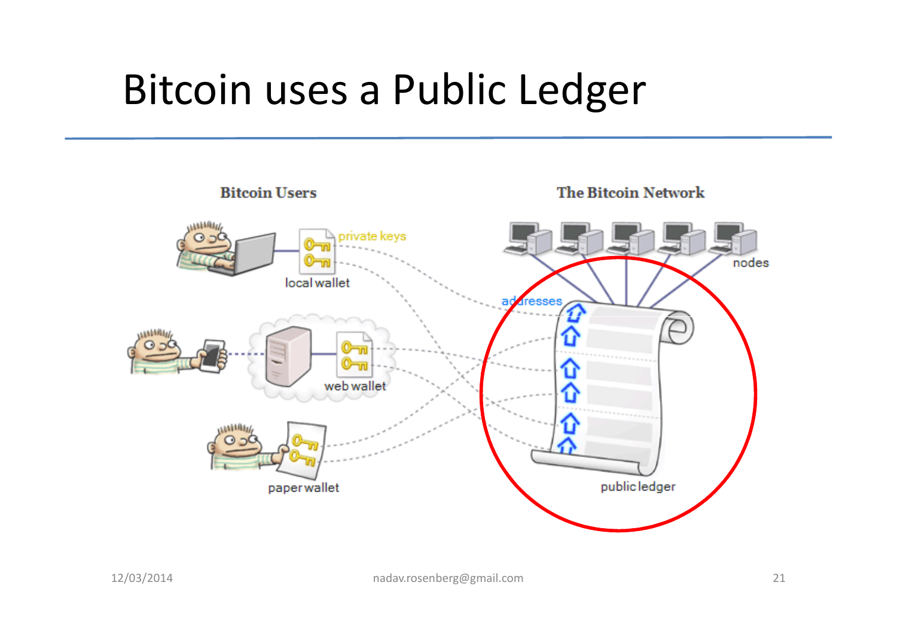# Bitcoin uses a Public Ledger

Bitcoin Users

private keys

local wallet

web wallet

paper wallet

The Bitcoin Network

nodes

addresses

public ledger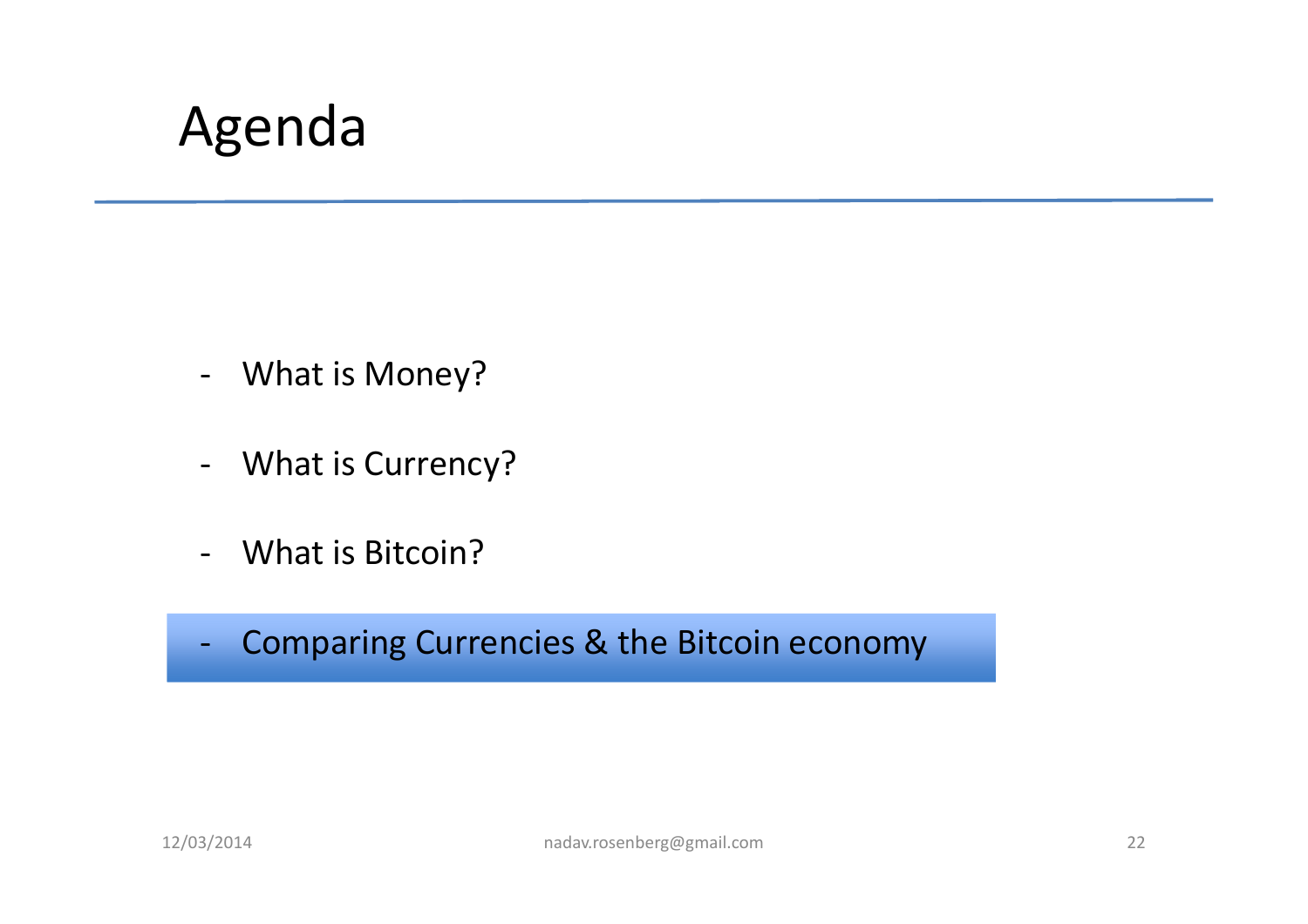# Agenda

- What is Money?
- What is Currency?
- What is Bitcoin?
- Comparing Currencies & the Bitcoin economy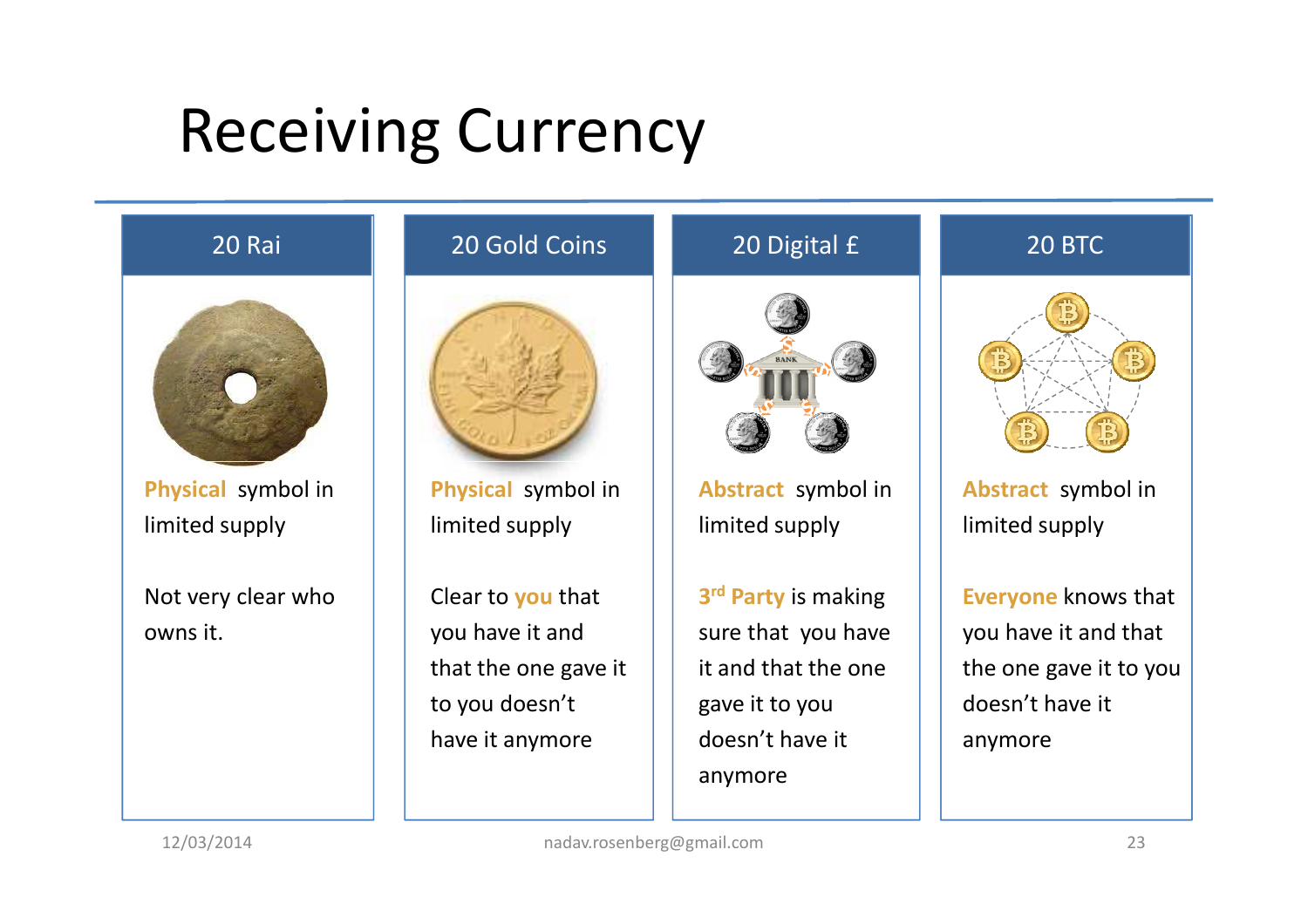# Receiving Currency

| 20 Rai | 20 Gold Coins | 20 Digital £ | 20 BTC |
|---|---|---|---|
| **Physical** symbol in limited supply | **Physical** symbol in limited supply | **Abstract** symbol in limited supply | **Abstract** symbol in limited supply |
| Not very clear who owns it. | Clear to **you** that you have it and that the one gave it to you doesn't have it anymore | **3rd Party** is making sure that you have it and that the one gave it to you doesn't have it anymore | **Everyone** knows that you have it and that the one gave it to you doesn't have it anymore |

12/03/2014

nadav.rosenberg@gmail.com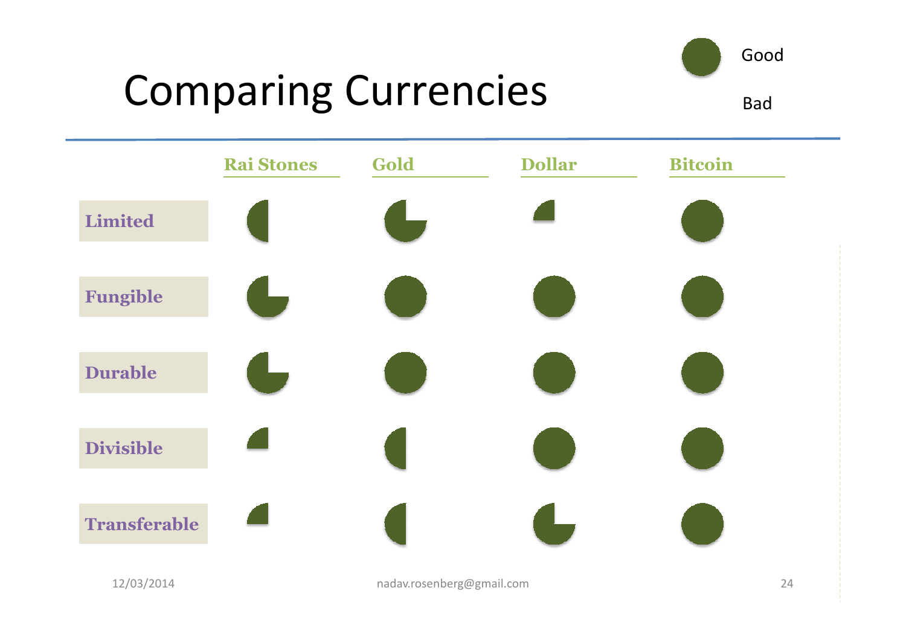# Comparing Currencies

Good

Bad

Rai Stones
Gold
Dollar
Bitcoin

Limited
Fungible
Durable
Divisible
Transferable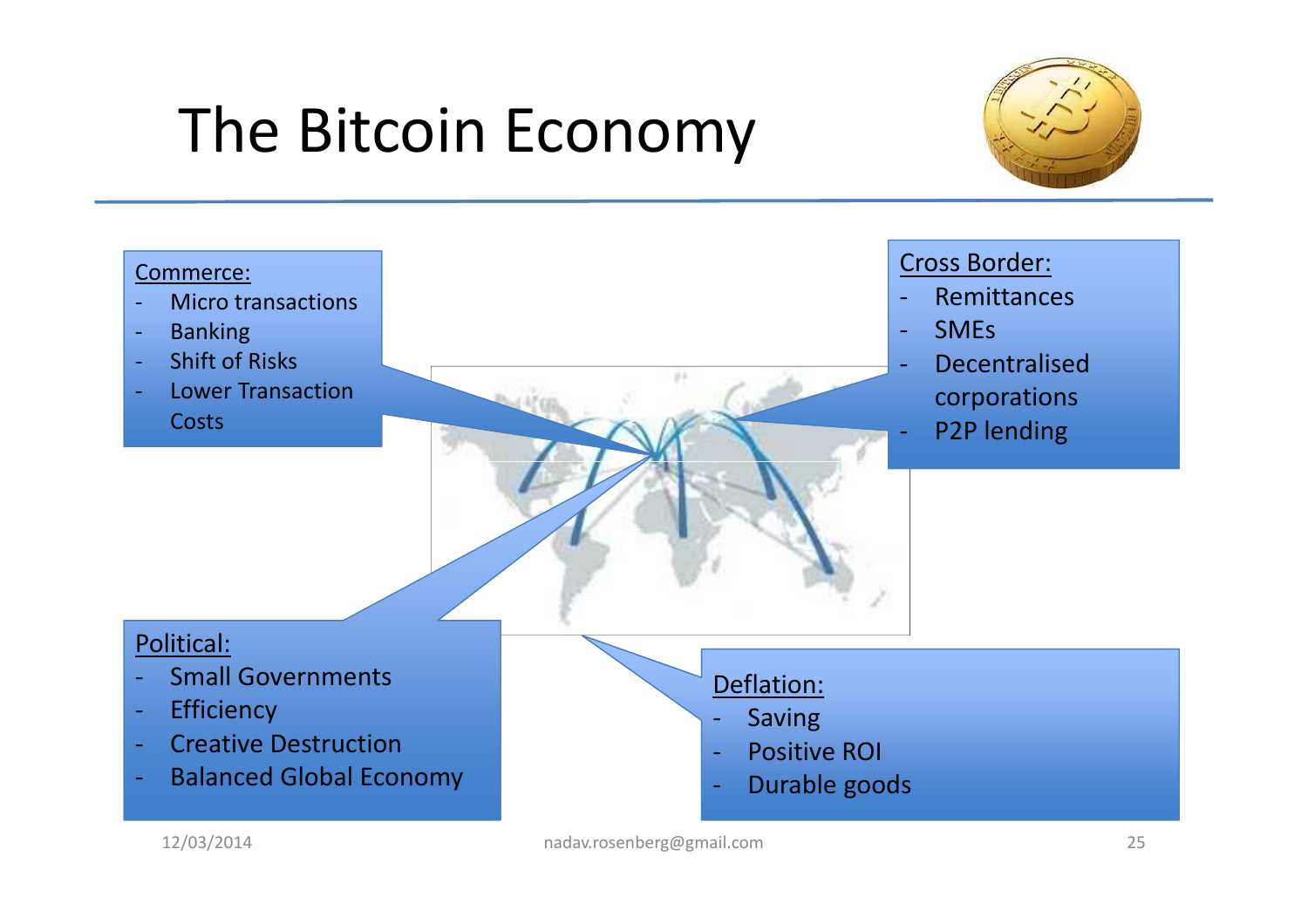# The Bitcoin Economy

Commerce:
- Micro transactions
- Banking
- Shift of Risks
- Lower Transaction Costs

Cross Border:
- Remittances
- SMEs
- Decentralised corporations
- P2P lending

Political:
- Small Governments
- Efficiency
- Creative Destruction
- Balanced Global Economy

Deflation:
- Saving
- Positive ROI
- Durable goods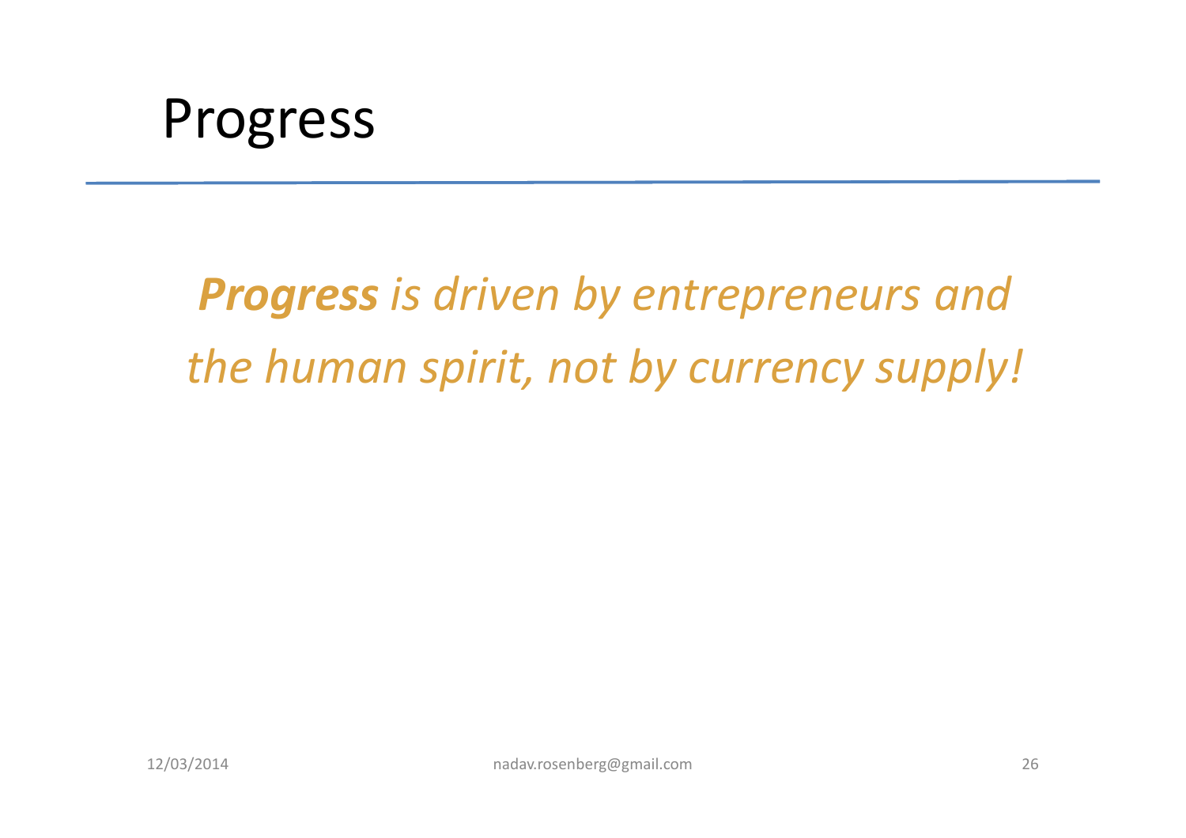# Progress

***Progress*** *is driven by entrepreneurs and the human spirit, not by currency supply!*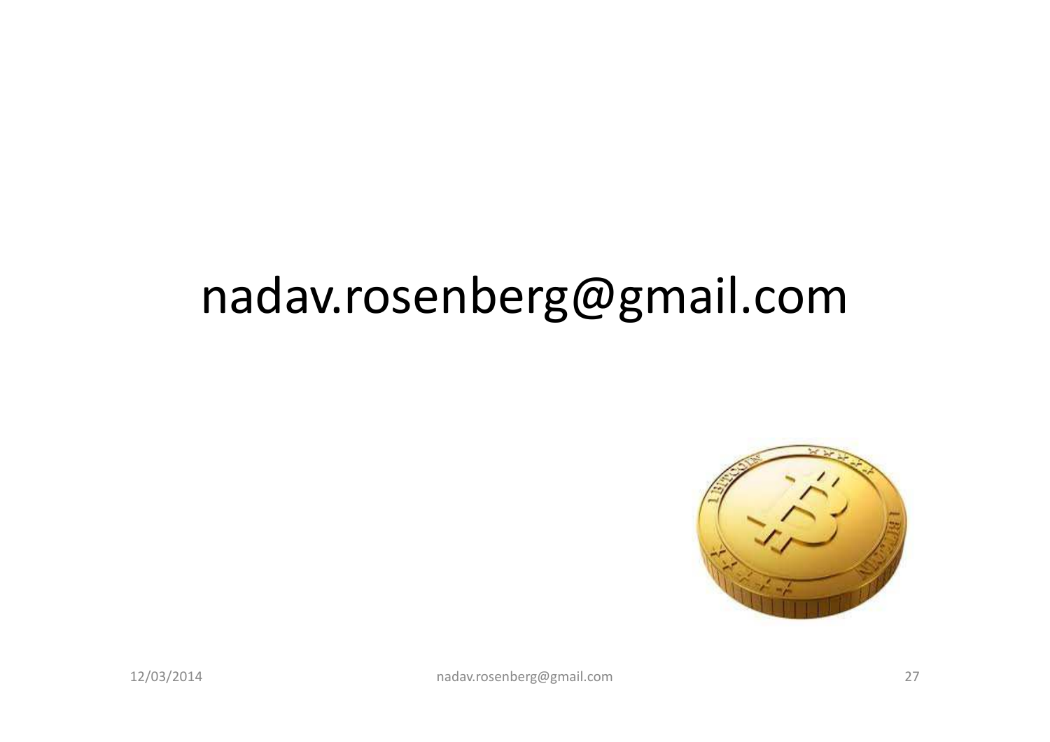nadav.rosenberg@gmail.com